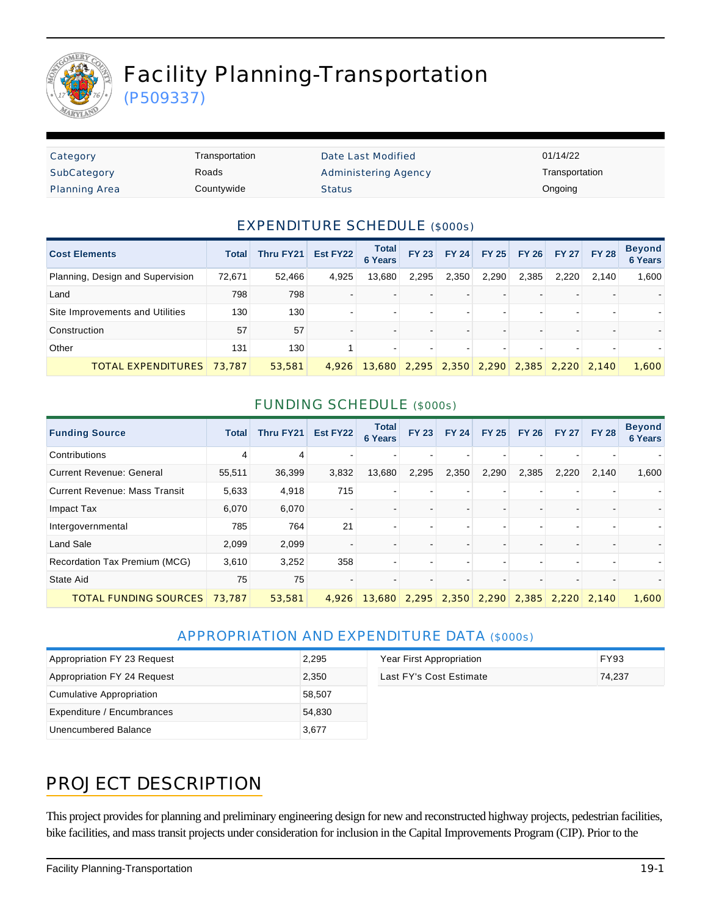# Facility Planning-Transportation

(P509337)

| Category | Transportation | Date Last Modified | 01/14/22 |
|---|---|---|---|
| SubCategory | Roads | Administering Agency | Transportation |
| Planning Area | Countywide | Status | Ongoing |

## EXPENDITURE SCHEDULE ($000s)

| Cost Elements | Total | Thru FY21 | Est FY22 | Total 6 Years | FY 23 | FY 24 | FY 25 | FY 26 | FY 27 | FY 28 | Beyond 6 Years |
|---|---|---|---|---|---|---|---|---|---|---|---|
| Planning, Design and Supervision | 72,671 | 52,466 | 4,925 | 13,680 | 2,295 | 2,350 | 2,290 | 2,385 | 2,220 | 2,140 | 1,600 |
| Land | 798 | 798 | - | - | - | - | - | - | - | - | - |
| Site Improvements and Utilities | 130 | 130 | - | - | - | - | - | - | - | - | - |
| Construction | 57 | 57 | - | - | - | - | - | - | - | - | - |
| Other | 131 | 130 | 1 | - | - | - | - | - | - | - | - |
| TOTAL EXPENDITURES | 73,787 | 53,581 | 4,926 | 13,680 | 2,295 | 2,350 | 2,290 | 2,385 | 2,220 | 2,140 | 1,600 |

## FUNDING SCHEDULE ($000s)

| Funding Source | Total | Thru FY21 | Est FY22 | Total 6 Years | FY 23 | FY 24 | FY 25 | FY 26 | FY 27 | FY 28 | Beyond 6 Years |
|---|---|---|---|---|---|---|---|---|---|---|---|
| Contributions | 4 | 4 | - | - | - | - | - | - | - | - | - |
| Current Revenue: General | 55,511 | 36,399 | 3,832 | 13,680 | 2,295 | 2,350 | 2,290 | 2,385 | 2,220 | 2,140 | 1,600 |
| Current Revenue: Mass Transit | 5,633 | 4,918 | 715 | - | - | - | - | - | - | - | - |
| Impact Tax | 6,070 | 6,070 | - | - | - | - | - | - | - | - | - |
| Intergovernmental | 785 | 764 | 21 | - | - | - | - | - | - | - | - |
| Land Sale | 2,099 | 2,099 | - | - | - | - | - | - | - | - | - |
| Recordation Tax Premium (MCG) | 3,610 | 3,252 | 358 | - | - | - | - | - | - | - | - |
| State Aid | 75 | 75 | - | - | - | - | - | - | - | - | - |
| TOTAL FUNDING SOURCES | 73,787 | 53,581 | 4,926 | 13,680 | 2,295 | 2,350 | 2,290 | 2,385 | 2,220 | 2,140 | 1,600 |

## APPROPRIATION AND EXPENDITURE DATA ($000s)

| | |
|---|---|
| Appropriation FY 23 Request | 2,295 |
| Appropriation FY 24 Request | 2,350 |
| Cumulative Appropriation | 58,507 |
| Expenditure / Encumbrances | 54,830 |
| Unencumbered Balance | 3,677 |

| | |
|---|---|
| Year First Appropriation | FY93 |
| Last FY's Cost Estimate | 74,237 |

## PROJECT DESCRIPTION

This project provides for planning and preliminary engineering design for new and reconstructed highway projects, pedestrian facilities, bike facilities, and mass transit projects under consideration for inclusion in the Capital Improvements Program (CIP). Prior to the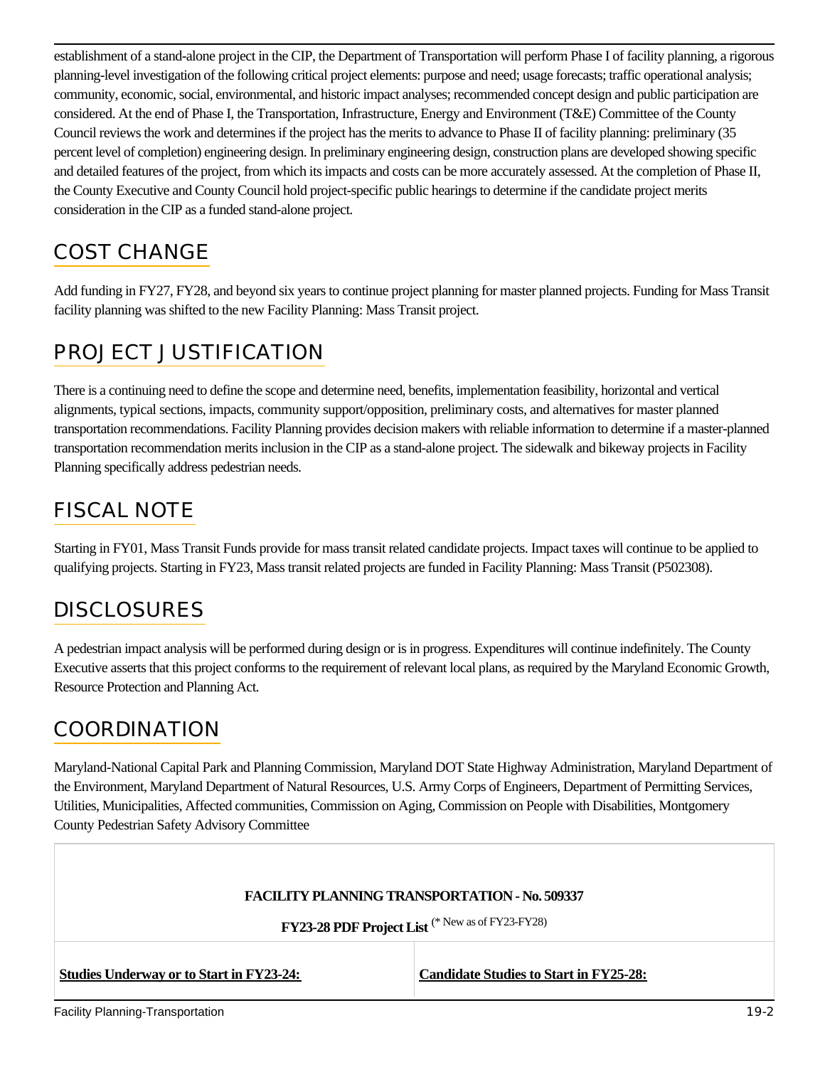establishment of a stand-alone project in the CIP, the Department of Transportation will perform Phase I of facility planning, a rigorous planning-level investigation of the following critical project elements: purpose and need; usage forecasts; traffic operational analysis; community, economic, social, environmental, and historic impact analyses; recommended concept design and public participation are considered. At the end of Phase I, the Transportation, Infrastructure, Energy and Environment (T&E) Committee of the County Council reviews the work and determines if the project has the merits to advance to Phase II of facility planning: preliminary (35 percent level of completion) engineering design. In preliminary engineering design, construction plans are developed showing specific and detailed features of the project, from which its impacts and costs can be more accurately assessed. At the completion of Phase II, the County Executive and County Council hold project-specific public hearings to determine if the candidate project merits consideration in the CIP as a funded stand-alone project.

## COST CHANGE

Add funding in FY27, FY28, and beyond six years to continue project planning for master planned projects. Funding for Mass Transit facility planning was shifted to the new Facility Planning: Mass Transit project.

## PROJECT JUSTIFICATION

There is a continuing need to define the scope and determine need, benefits, implementation feasibility, horizontal and vertical alignments, typical sections, impacts, community support/opposition, preliminary costs, and alternatives for master planned transportation recommendations. Facility Planning provides decision makers with reliable information to determine if a master-planned transportation recommendation merits inclusion in the CIP as a stand-alone project. The sidewalk and bikeway projects in Facility Planning specifically address pedestrian needs.

## FISCAL NOTE

Starting in FY01, Mass Transit Funds provide for mass transit related candidate projects. Impact taxes will continue to be applied to qualifying projects. Starting in FY23, Mass transit related projects are funded in Facility Planning: Mass Transit (P502308).

## DISCLOSURES

A pedestrian impact analysis will be performed during design or is in progress. Expenditures will continue indefinitely. The County Executive asserts that this project conforms to the requirement of relevant local plans, as required by the Maryland Economic Growth, Resource Protection and Planning Act.

## COORDINATION

Maryland-National Capital Park and Planning Commission, Maryland DOT State Highway Administration, Maryland Department of the Environment, Maryland Department of Natural Resources, U.S. Army Corps of Engineers, Department of Permitting Services, Utilities, Municipalities, Affected communities, Commission on Aging, Commission on People with Disabilities, Montgomery County Pedestrian Safety Advisory Committee

**FACILITY PLANNING TRANSPORTATION - No. 509337**

**FY23-28 PDF Project List** (* New as of FY23-FY28)

| **Studies Underway or to Start in FY23-24:** | **Candidate Studies to Start in FY25-28:** |
| --- | --- |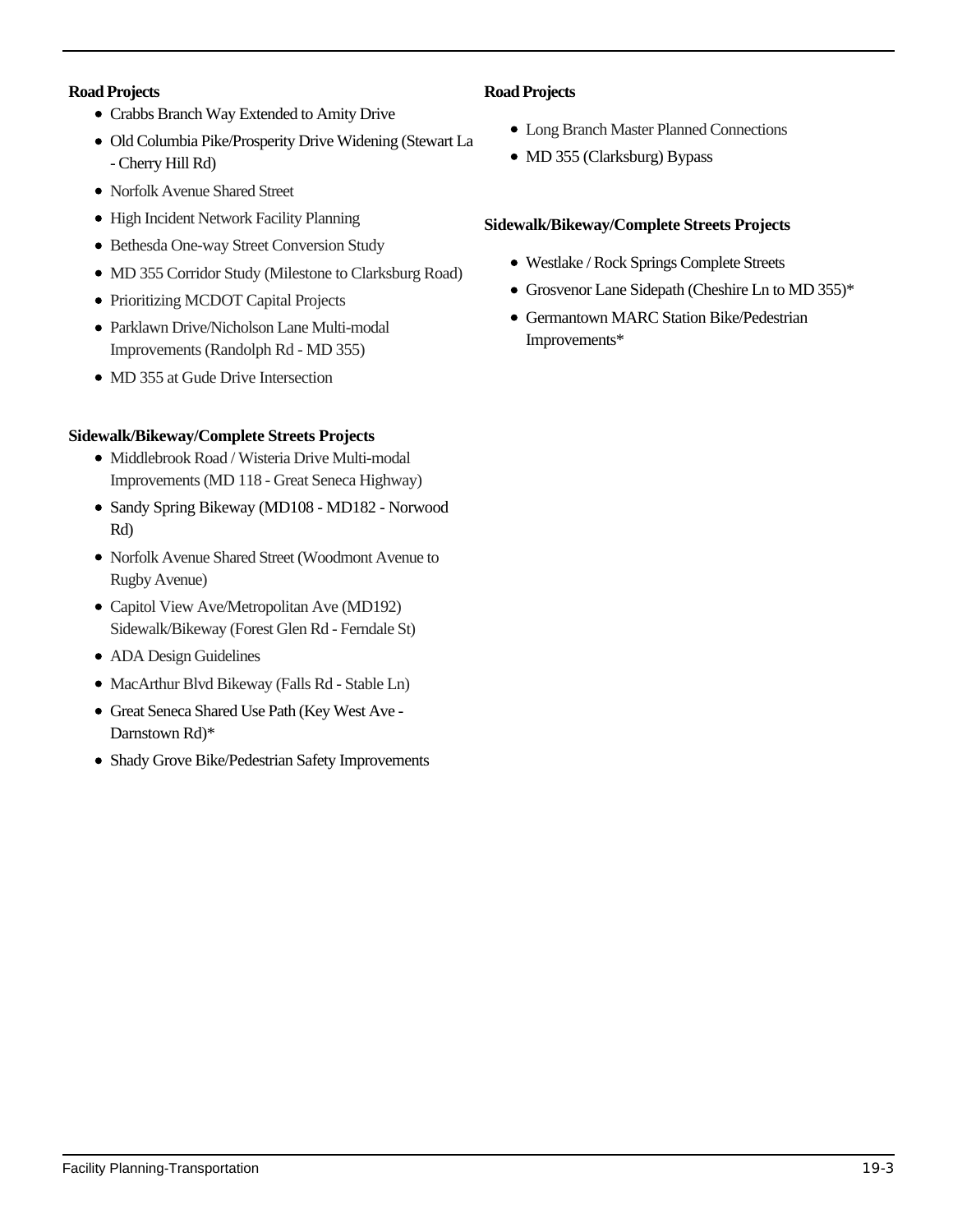**Road Projects**

- Crabbs Branch Way Extended to Amity Drive
- Old Columbia Pike/Prosperity Drive Widening (Stewart La - Cherry Hill Rd)
- Norfolk Avenue Shared Street
- High Incident Network Facility Planning
- Bethesda One-way Street Conversion Study
- MD 355 Corridor Study (Milestone to Clarksburg Road)
- Prioritizing MCDOT Capital Projects
- Parklawn Drive/Nicholson Lane Multi-modal Improvements (Randolph Rd - MD 355)
- MD 355 at Gude Drive Intersection

**Sidewalk/Bikeway/Complete Streets Projects**

- Middlebrook Road / Wisteria Drive Multi-modal Improvements (MD 118 - Great Seneca Highway)
- Sandy Spring Bikeway (MD108 - MD182 - Norwood Rd)
- Norfolk Avenue Shared Street (Woodmont Avenue to Rugby Avenue)
- Capitol View Ave/Metropolitan Ave (MD192) Sidewalk/Bikeway (Forest Glen Rd - Ferndale St)
- ADA Design Guidelines
- MacArthur Blvd Bikeway (Falls Rd - Stable Ln)
- Great Seneca Shared Use Path (Key West Ave - Darnstown Rd)*
- Shady Grove Bike/Pedestrian Safety Improvements

**Road Projects**

- Long Branch Master Planned Connections
- MD 355 (Clarksburg) Bypass

**Sidewalk/Bikeway/Complete Streets Projects**

- Westlake / Rock Springs Complete Streets
- Grosvenor Lane Sidepath (Cheshire Ln to MD 355)*
- Germantown MARC Station Bike/Pedestrian Improvements*